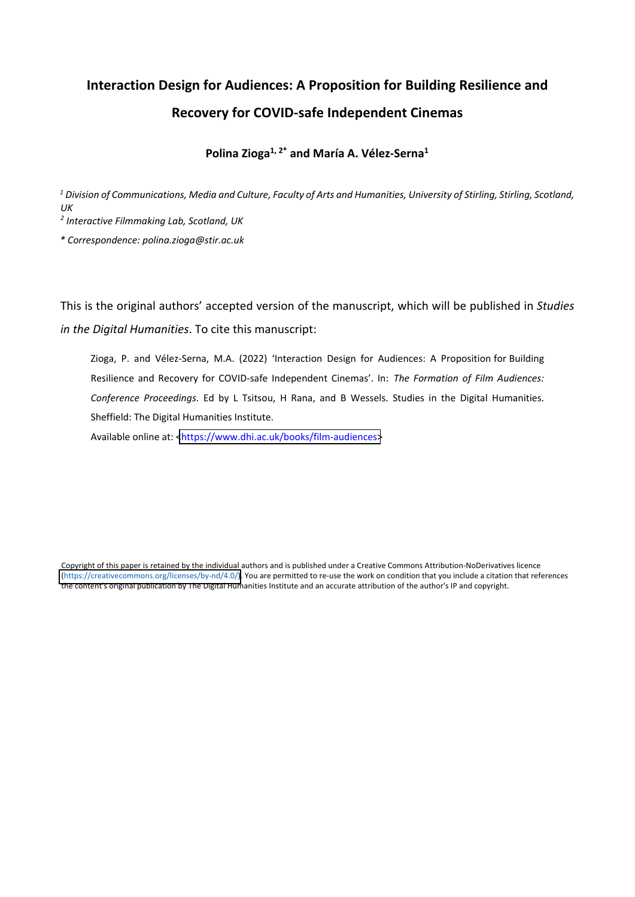# Interaction Design for Audiences: A Proposition for Building Resilience and Recovery for COVID-safe Independent Cinemas

**Polina Zioga[1, 2*] and María A. Vélez-Serna[1]**

*[1] Division of Communications, Media and Culture, Faculty of Arts and Humanities, University of Stirling, Stirling, Scotland, UK*

*[2] Interactive Filmmaking Lab, Scotland, UK*

*\* Correspondence: polina.zioga@stir.ac.uk*

This is the original authors' accepted version of the manuscript, which will be published in *Studies in the Digital Humanities*. To cite this manuscript:

> Zioga, P. and Vélez-Serna, M.A. (2022) 'Interaction Design for Audiences: A Proposition for Building Resilience and Recovery for COVID-safe Independent Cinemas'. In: *The Formation of Film Audiences: Conference Proceedings*. Ed by L Tsitsou, H Rana, and B Wessels. Studies in the Digital Humanities. Sheffield: The Digital Humanities Institute.
>
> Available online at: <https://www.dhi.ac.uk/books/film-audiences>

Copyright of this paper is retained by the individual authors and is published under a Creative Commons Attribution-NoDerivatives licence (https://creativecommons.org/licenses/by-nd/4.0/). You are permitted to re-use the work on condition that you include a citation that references the content's original publication by The Digital Humanities Institute and an accurate attribution of the author's IP and copyright.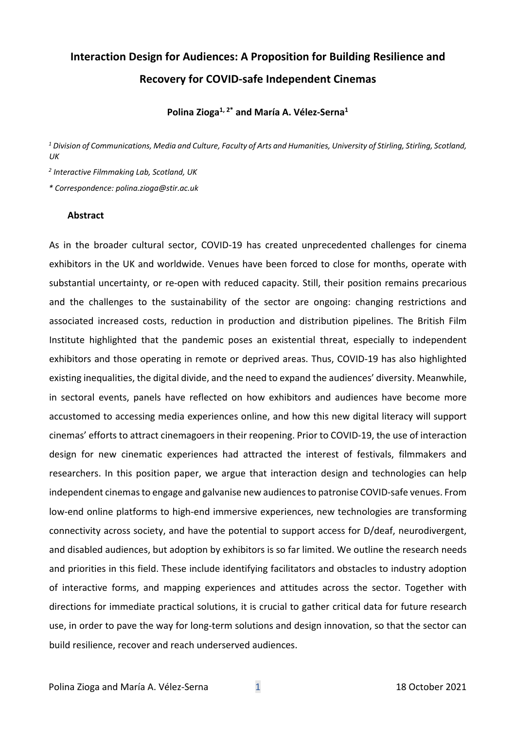# Interaction Design for Audiences: A Proposition for Building Resilience and Recovery for COVID-safe Independent Cinemas

**Polina Zioga[1, 2*] and María A. Vélez-Serna[1]**

*[1] Division of Communications, Media and Culture, Faculty of Arts and Humanities, University of Stirling, Stirling, Scotland, UK*

*[2] Interactive Filmmaking Lab, Scotland, UK*

*\* Correspondence: polina.zioga@stir.ac.uk*

## Abstract

As in the broader cultural sector, COVID-19 has created unprecedented challenges for cinema exhibitors in the UK and worldwide. Venues have been forced to close for months, operate with substantial uncertainty, or re-open with reduced capacity. Still, their position remains precarious and the challenges to the sustainability of the sector are ongoing: changing restrictions and associated increased costs, reduction in production and distribution pipelines. The British Film Institute highlighted that the pandemic poses an existential threat, especially to independent exhibitors and those operating in remote or deprived areas. Thus, COVID-19 has also highlighted existing inequalities, the digital divide, and the need to expand the audiences' diversity. Meanwhile, in sectoral events, panels have reflected on how exhibitors and audiences have become more accustomed to accessing media experiences online, and how this new digital literacy will support cinemas' efforts to attract cinemagoers in their reopening. Prior to COVID-19, the use of interaction design for new cinematic experiences had attracted the interest of festivals, filmmakers and researchers. In this position paper, we argue that interaction design and technologies can help independent cinemas to engage and galvanise new audiences to patronise COVID-safe venues. From low-end online platforms to high-end immersive experiences, new technologies are transforming connectivity across society, and have the potential to support access for D/deaf, neurodivergent, and disabled audiences, but adoption by exhibitors is so far limited. We outline the research needs and priorities in this field. These include identifying facilitators and obstacles to industry adoption of interactive forms, and mapping experiences and attitudes across the sector. Together with directions for immediate practical solutions, it is crucial to gather critical data for future research use, in order to pave the way for long-term solutions and design innovation, so that the sector can build resilience, recover and reach underserved audiences.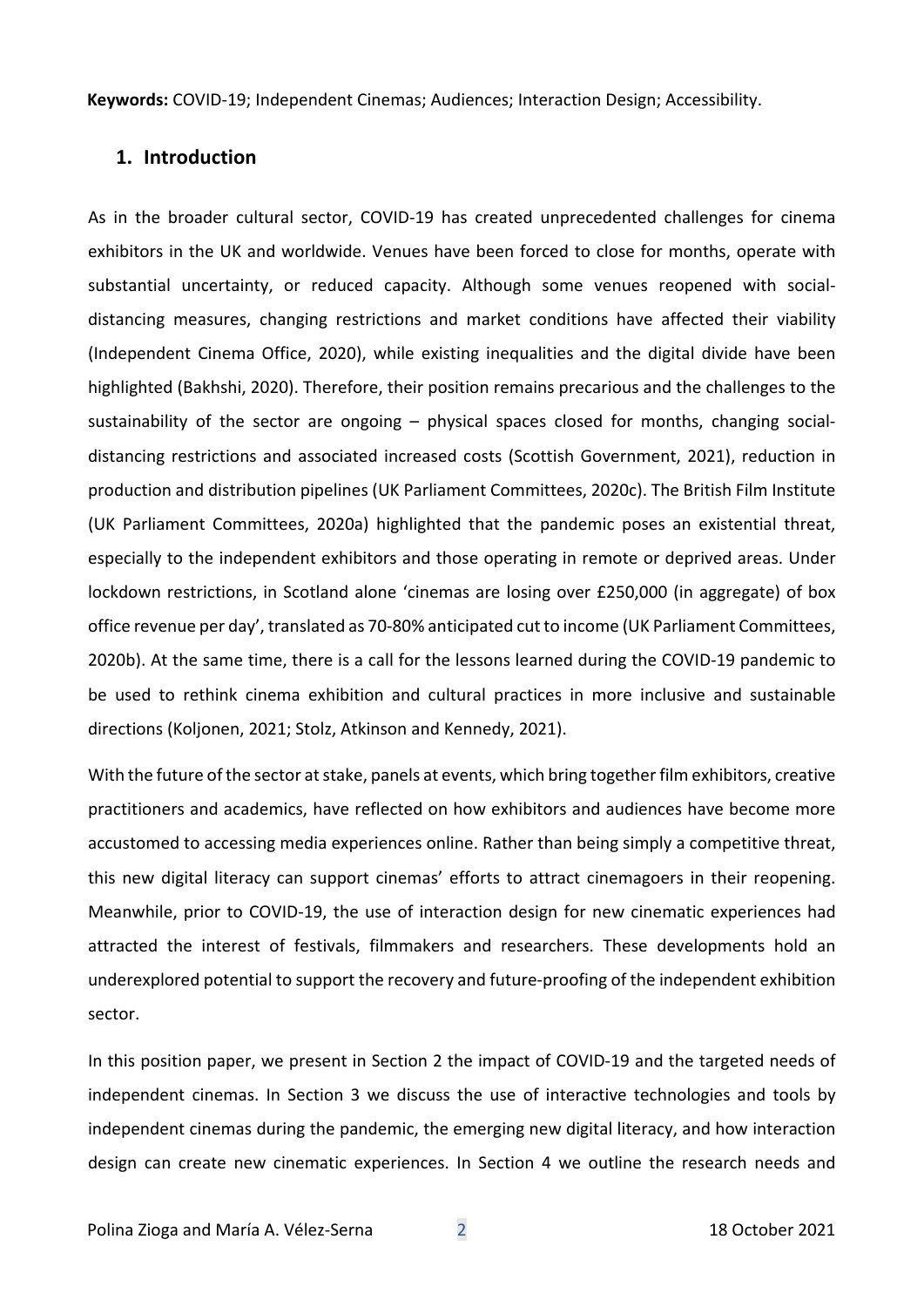**Keywords:** COVID-19; Independent Cinemas; Audiences; Interaction Design; Accessibility.

## 1. Introduction

As in the broader cultural sector, COVID-19 has created unprecedented challenges for cinema exhibitors in the UK and worldwide. Venues have been forced to close for months, operate with substantial uncertainty, or reduced capacity. Although some venues reopened with social-distancing measures, changing restrictions and market conditions have affected their viability (Independent Cinema Office, 2020), while existing inequalities and the digital divide have been highlighted (Bakhshi, 2020). Therefore, their position remains precarious and the challenges to the sustainability of the sector are ongoing – physical spaces closed for months, changing social-distancing restrictions and associated increased costs (Scottish Government, 2021), reduction in production and distribution pipelines (UK Parliament Committees, 2020c). The British Film Institute (UK Parliament Committees, 2020a) highlighted that the pandemic poses an existential threat, especially to the independent exhibitors and those operating in remote or deprived areas. Under lockdown restrictions, in Scotland alone 'cinemas are losing over £250,000 (in aggregate) of box office revenue per day', translated as 70-80% anticipated cut to income (UK Parliament Committees, 2020b). At the same time, there is a call for the lessons learned during the COVID-19 pandemic to be used to rethink cinema exhibition and cultural practices in more inclusive and sustainable directions (Koljonen, 2021; Stolz, Atkinson and Kennedy, 2021).

With the future of the sector at stake, panels at events, which bring together film exhibitors, creative practitioners and academics, have reflected on how exhibitors and audiences have become more accustomed to accessing media experiences online. Rather than being simply a competitive threat, this new digital literacy can support cinemas' efforts to attract cinemagoers in their reopening. Meanwhile, prior to COVID-19, the use of interaction design for new cinematic experiences had attracted the interest of festivals, filmmakers and researchers. These developments hold an underexplored potential to support the recovery and future-proofing of the independent exhibition sector.

In this position paper, we present in Section 2 the impact of COVID-19 and the targeted needs of independent cinemas. In Section 3 we discuss the use of interactive technologies and tools by independent cinemas during the pandemic, the emerging new digital literacy, and how interaction design can create new cinematic experiences. In Section 4 we outline the research needs and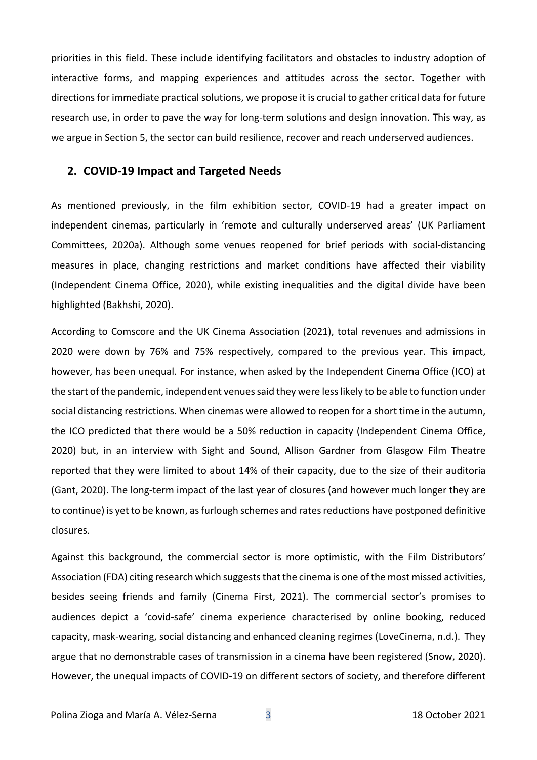priorities in this field. These include identifying facilitators and obstacles to industry adoption of interactive forms, and mapping experiences and attitudes across the sector. Together with directions for immediate practical solutions, we propose it is crucial to gather critical data for future research use, in order to pave the way for long-term solutions and design innovation. This way, as we argue in Section 5, the sector can build resilience, recover and reach underserved audiences.

## 2. COVID-19 Impact and Targeted Needs

As mentioned previously, in the film exhibition sector, COVID-19 had a greater impact on independent cinemas, particularly in 'remote and culturally underserved areas' (UK Parliament Committees, 2020a). Although some venues reopened for brief periods with social-distancing measures in place, changing restrictions and market conditions have affected their viability (Independent Cinema Office, 2020), while existing inequalities and the digital divide have been highlighted (Bakhshi, 2020).

According to Comscore and the UK Cinema Association (2021), total revenues and admissions in 2020 were down by 76% and 75% respectively, compared to the previous year. This impact, however, has been unequal. For instance, when asked by the Independent Cinema Office (ICO) at the start of the pandemic, independent venues said they were less likely to be able to function under social distancing restrictions. When cinemas were allowed to reopen for a short time in the autumn, the ICO predicted that there would be a 50% reduction in capacity (Independent Cinema Office, 2020) but, in an interview with Sight and Sound, Allison Gardner from Glasgow Film Theatre reported that they were limited to about 14% of their capacity, due to the size of their auditoria (Gant, 2020). The long-term impact of the last year of closures (and however much longer they are to continue) is yet to be known, as furlough schemes and rates reductions have postponed definitive closures.

Against this background, the commercial sector is more optimistic, with the Film Distributors' Association (FDA) citing research which suggests that the cinema is one of the most missed activities, besides seeing friends and family (Cinema First, 2021). The commercial sector's promises to audiences depict a 'covid-safe' cinema experience characterised by online booking, reduced capacity, mask-wearing, social distancing and enhanced cleaning regimes (LoveCinema, n.d.). They argue that no demonstrable cases of transmission in a cinema have been registered (Snow, 2020). However, the unequal impacts of COVID-19 on different sectors of society, and therefore different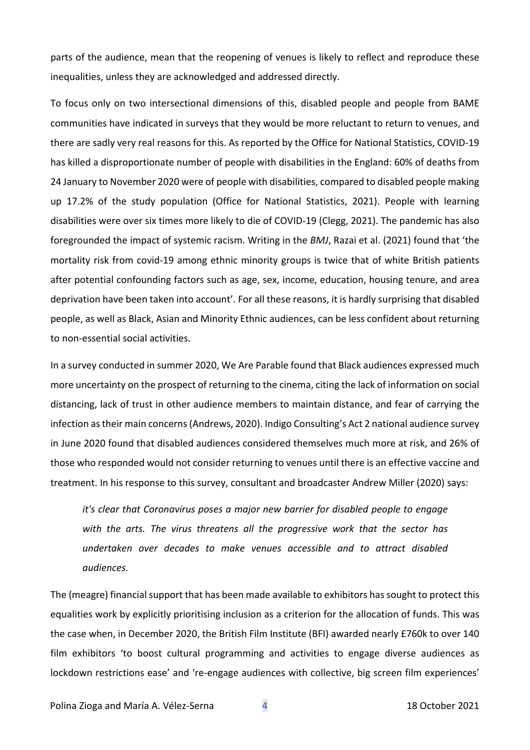parts of the audience, mean that the reopening of venues is likely to reflect and reproduce these inequalities, unless they are acknowledged and addressed directly.

To focus only on two intersectional dimensions of this, disabled people and people from BAME communities have indicated in surveys that they would be more reluctant to return to venues, and there are sadly very real reasons for this. As reported by the Office for National Statistics, COVID-19 has killed a disproportionate number of people with disabilities in the England: 60% of deaths from 24 January to November 2020 were of people with disabilities, compared to disabled people making up 17.2% of the study population (Office for National Statistics, 2021). People with learning disabilities were over six times more likely to die of COVID-19 (Clegg, 2021). The pandemic has also foregrounded the impact of systemic racism. Writing in the *BMJ*, Razai et al. (2021) found that 'the mortality risk from covid-19 among ethnic minority groups is twice that of white British patients after potential confounding factors such as age, sex, income, education, housing tenure, and area deprivation have been taken into account'. For all these reasons, it is hardly surprising that disabled people, as well as Black, Asian and Minority Ethnic audiences, can be less confident about returning to non-essential social activities.

In a survey conducted in summer 2020, We Are Parable found that Black audiences expressed much more uncertainty on the prospect of returning to the cinema, citing the lack of information on social distancing, lack of trust in other audience members to maintain distance, and fear of carrying the infection as their main concerns (Andrews, 2020). Indigo Consulting's Act 2 national audience survey in June 2020 found that disabled audiences considered themselves much more at risk, and 26% of those who responded would not consider returning to venues until there is an effective vaccine and treatment. In his response to this survey, consultant and broadcaster Andrew Miller (2020) says:

> *it's clear that Coronavirus poses a major new barrier for disabled people to engage with the arts. The virus threatens all the progressive work that the sector has undertaken over decades to make venues accessible and to attract disabled audiences.*

The (meagre) financial support that has been made available to exhibitors has sought to protect this equalities work by explicitly prioritising inclusion as a criterion for the allocation of funds. This was the case when, in December 2020, the British Film Institute (BFI) awarded nearly £760k to over 140 film exhibitors 'to boost cultural programming and activities to engage diverse audiences as lockdown restrictions ease' and 're-engage audiences with collective, big screen film experiences'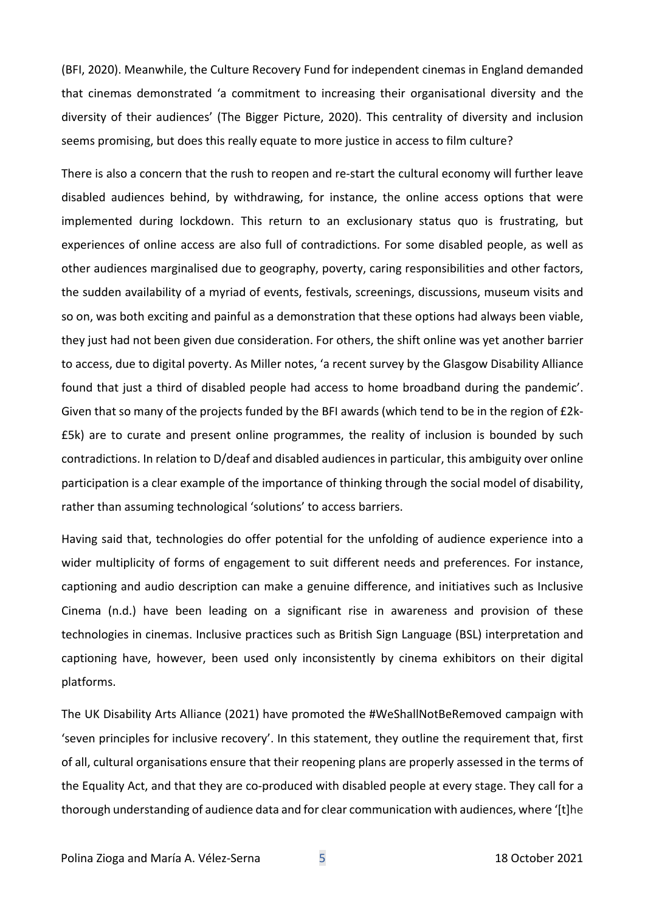(BFI, 2020). Meanwhile, the Culture Recovery Fund for independent cinemas in England demanded that cinemas demonstrated 'a commitment to increasing their organisational diversity and the diversity of their audiences' (The Bigger Picture, 2020). This centrality of diversity and inclusion seems promising, but does this really equate to more justice in access to film culture?

There is also a concern that the rush to reopen and re-start the cultural economy will further leave disabled audiences behind, by withdrawing, for instance, the online access options that were implemented during lockdown. This return to an exclusionary status quo is frustrating, but experiences of online access are also full of contradictions. For some disabled people, as well as other audiences marginalised due to geography, poverty, caring responsibilities and other factors, the sudden availability of a myriad of events, festivals, screenings, discussions, museum visits and so on, was both exciting and painful as a demonstration that these options had always been viable, they just had not been given due consideration. For others, the shift online was yet another barrier to access, due to digital poverty. As Miller notes, 'a recent survey by the Glasgow Disability Alliance found that just a third of disabled people had access to home broadband during the pandemic'. Given that so many of the projects funded by the BFI awards (which tend to be in the region of £2k-£5k) are to curate and present online programmes, the reality of inclusion is bounded by such contradictions. In relation to D/deaf and disabled audiences in particular, this ambiguity over online participation is a clear example of the importance of thinking through the social model of disability, rather than assuming technological 'solutions' to access barriers.

Having said that, technologies do offer potential for the unfolding of audience experience into a wider multiplicity of forms of engagement to suit different needs and preferences. For instance, captioning and audio description can make a genuine difference, and initiatives such as Inclusive Cinema (n.d.) have been leading on a significant rise in awareness and provision of these technologies in cinemas. Inclusive practices such as British Sign Language (BSL) interpretation and captioning have, however, been used only inconsistently by cinema exhibitors on their digital platforms.

The UK Disability Arts Alliance (2021) have promoted the #WeShallNotBeRemoved campaign with 'seven principles for inclusive recovery'. In this statement, they outline the requirement that, first of all, cultural organisations ensure that their reopening plans are properly assessed in the terms of the Equality Act, and that they are co-produced with disabled people at every stage. They call for a thorough understanding of audience data and for clear communication with audiences, where '[t]he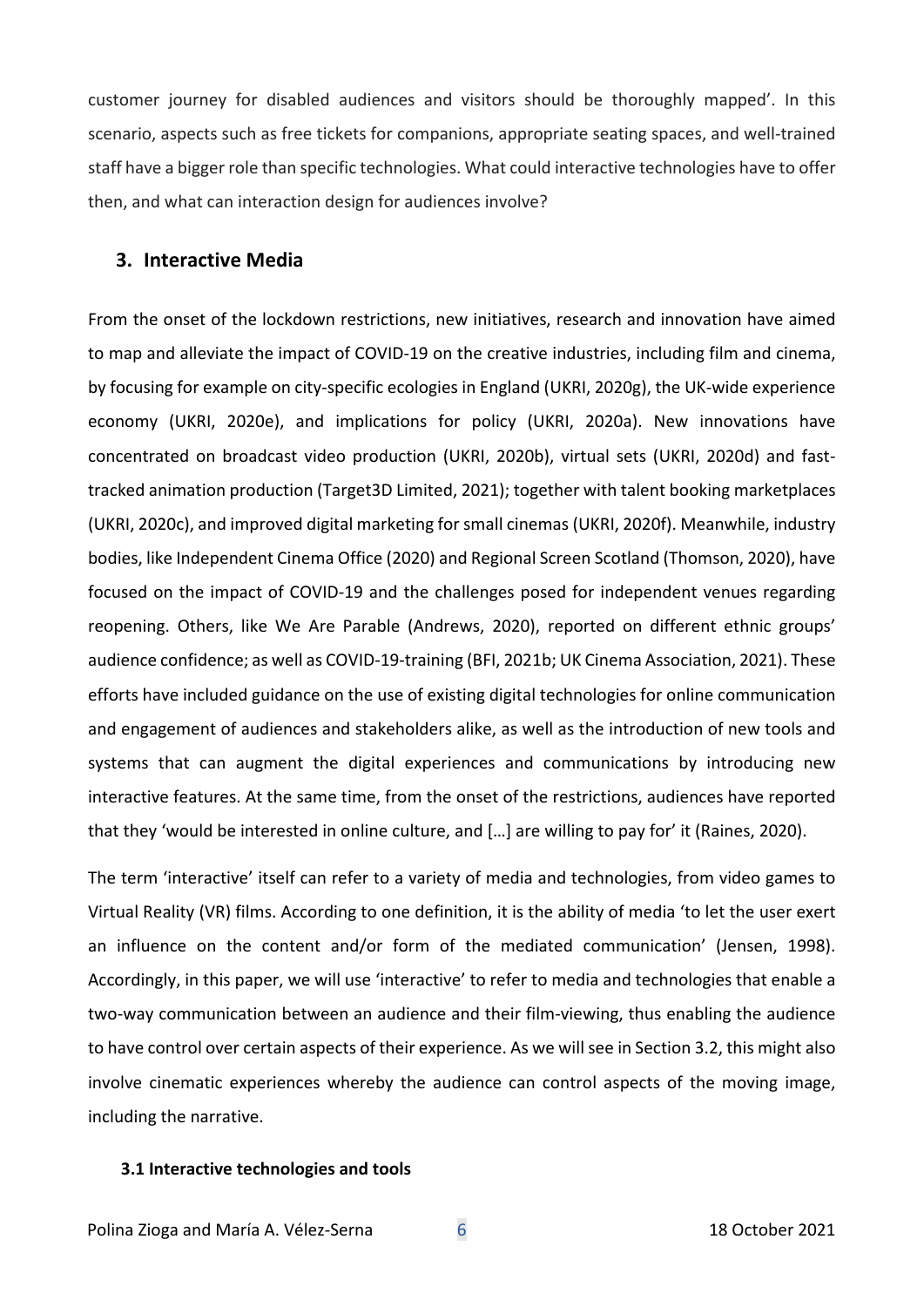customer journey for disabled audiences and visitors should be thoroughly mapped'. In this scenario, aspects such as free tickets for companions, appropriate seating spaces, and well-trained staff have a bigger role than specific technologies. What could interactive technologies have to offer then, and what can interaction design for audiences involve?

## 3. Interactive Media

From the onset of the lockdown restrictions, new initiatives, research and innovation have aimed to map and alleviate the impact of COVID-19 on the creative industries, including film and cinema, by focusing for example on city-specific ecologies in England (UKRI, 2020g), the UK-wide experience economy (UKRI, 2020e), and implications for policy (UKRI, 2020a). New innovations have concentrated on broadcast video production (UKRI, 2020b), virtual sets (UKRI, 2020d) and fast-tracked animation production (Target3D Limited, 2021); together with talent booking marketplaces (UKRI, 2020c), and improved digital marketing for small cinemas (UKRI, 2020f). Meanwhile, industry bodies, like Independent Cinema Office (2020) and Regional Screen Scotland (Thomson, 2020), have focused on the impact of COVID-19 and the challenges posed for independent venues regarding reopening. Others, like We Are Parable (Andrews, 2020), reported on different ethnic groups' audience confidence; as well as COVID-19-training (BFI, 2021b; UK Cinema Association, 2021). These efforts have included guidance on the use of existing digital technologies for online communication and engagement of audiences and stakeholders alike, as well as the introduction of new tools and systems that can augment the digital experiences and communications by introducing new interactive features. At the same time, from the onset of the restrictions, audiences have reported that they 'would be interested in online culture, and […] are willing to pay for' it (Raines, 2020).

The term 'interactive' itself can refer to a variety of media and technologies, from video games to Virtual Reality (VR) films. According to one definition, it is the ability of media 'to let the user exert an influence on the content and/or form of the mediated communication' (Jensen, 1998). Accordingly, in this paper, we will use 'interactive' to refer to media and technologies that enable a two-way communication between an audience and their film-viewing, thus enabling the audience to have control over certain aspects of their experience. As we will see in Section 3.2, this might also involve cinematic experiences whereby the audience can control aspects of the moving image, including the narrative.

### 3.1 Interactive technologies and tools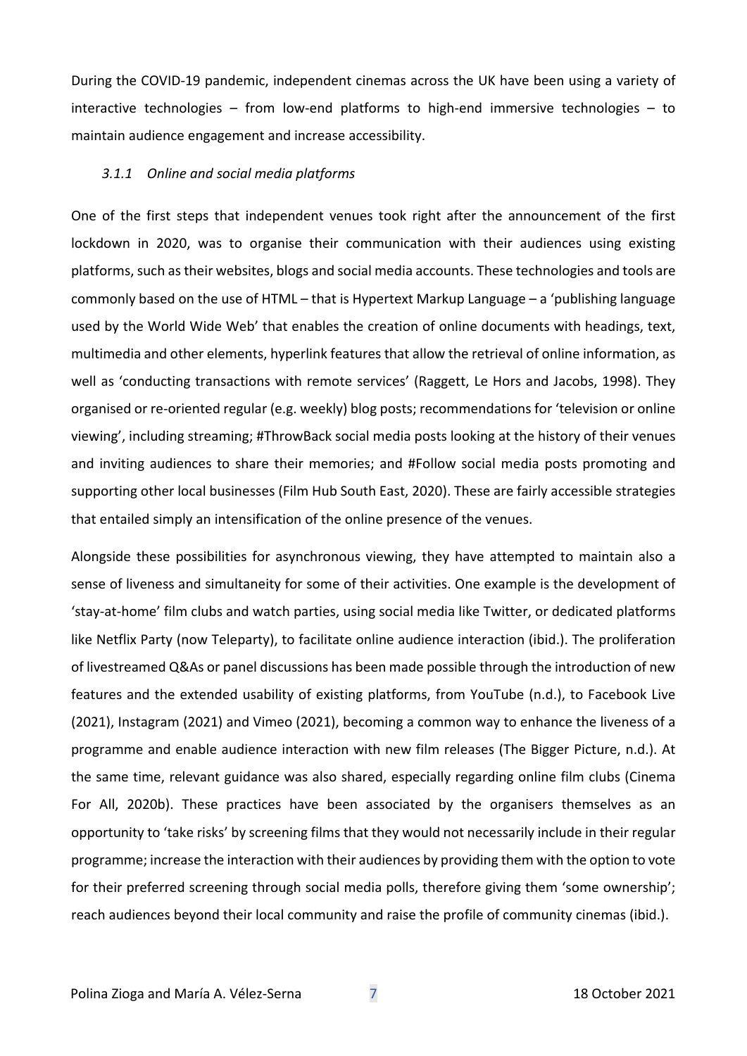During the COVID-19 pandemic, independent cinemas across the UK have been using a variety of interactive technologies – from low-end platforms to high-end immersive technologies – to maintain audience engagement and increase accessibility.

### *3.1.1 Online and social media platforms*

One of the first steps that independent venues took right after the announcement of the first lockdown in 2020, was to organise their communication with their audiences using existing platforms, such as their websites, blogs and social media accounts. These technologies and tools are commonly based on the use of HTML – that is Hypertext Markup Language – a 'publishing language used by the World Wide Web' that enables the creation of online documents with headings, text, multimedia and other elements, hyperlink features that allow the retrieval of online information, as well as 'conducting transactions with remote services' (Raggett, Le Hors and Jacobs, 1998). They organised or re-oriented regular (e.g. weekly) blog posts; recommendations for 'television or online viewing', including streaming; #ThrowBack social media posts looking at the history of their venues and inviting audiences to share their memories; and #Follow social media posts promoting and supporting other local businesses (Film Hub South East, 2020). These are fairly accessible strategies that entailed simply an intensification of the online presence of the venues.

Alongside these possibilities for asynchronous viewing, they have attempted to maintain also a sense of liveness and simultaneity for some of their activities. One example is the development of 'stay-at-home' film clubs and watch parties, using social media like Twitter, or dedicated platforms like Netflix Party (now Teleparty), to facilitate online audience interaction (ibid.). The proliferation of livestreamed Q&As or panel discussions has been made possible through the introduction of new features and the extended usability of existing platforms, from YouTube (n.d.), to Facebook Live (2021), Instagram (2021) and Vimeo (2021), becoming a common way to enhance the liveness of a programme and enable audience interaction with new film releases (The Bigger Picture, n.d.). At the same time, relevant guidance was also shared, especially regarding online film clubs (Cinema For All, 2020b). These practices have been associated by the organisers themselves as an opportunity to 'take risks' by screening films that they would not necessarily include in their regular programme; increase the interaction with their audiences by providing them with the option to vote for their preferred screening through social media polls, therefore giving them 'some ownership'; reach audiences beyond their local community and raise the profile of community cinemas (ibid.).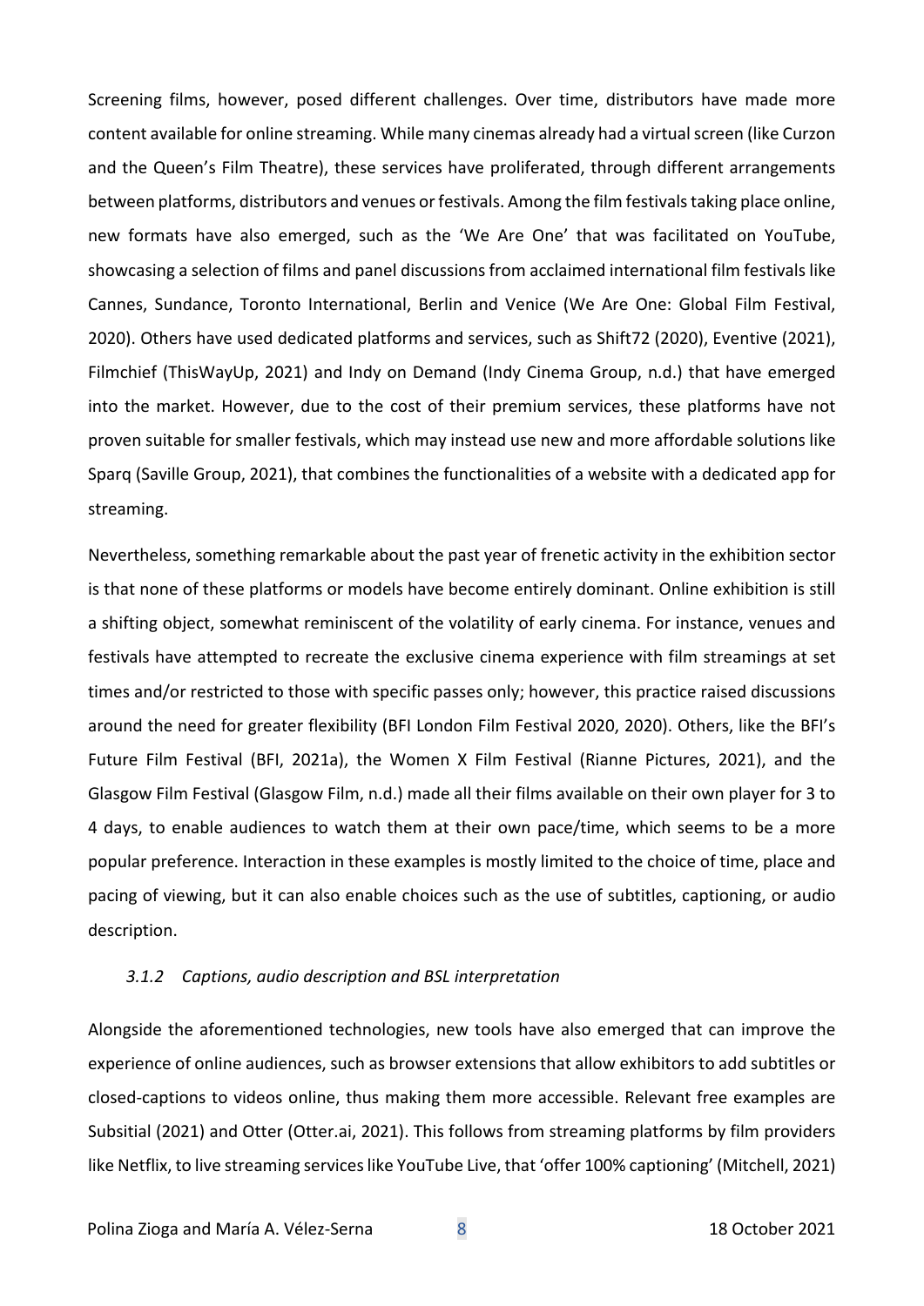Screening films, however, posed different challenges. Over time, distributors have made more content available for online streaming. While many cinemas already had a virtual screen (like Curzon and the Queen's Film Theatre), these services have proliferated, through different arrangements between platforms, distributors and venues or festivals. Among the film festivals taking place online, new formats have also emerged, such as the 'We Are One' that was facilitated on YouTube, showcasing a selection of films and panel discussions from acclaimed international film festivals like Cannes, Sundance, Toronto International, Berlin and Venice (We Are One: Global Film Festival, 2020). Others have used dedicated platforms and services, such as Shift72 (2020), Eventive (2021), Filmchief (ThisWayUp, 2021) and Indy on Demand (Indy Cinema Group, n.d.) that have emerged into the market. However, due to the cost of their premium services, these platforms have not proven suitable for smaller festivals, which may instead use new and more affordable solutions like Sparq (Saville Group, 2021), that combines the functionalities of a website with a dedicated app for streaming.

Nevertheless, something remarkable about the past year of frenetic activity in the exhibition sector is that none of these platforms or models have become entirely dominant. Online exhibition is still a shifting object, somewhat reminiscent of the volatility of early cinema. For instance, venues and festivals have attempted to recreate the exclusive cinema experience with film streamings at set times and/or restricted to those with specific passes only; however, this practice raised discussions around the need for greater flexibility (BFI London Film Festival 2020, 2020). Others, like the BFI's Future Film Festival (BFI, 2021a), the Women X Film Festival (Rianne Pictures, 2021), and the Glasgow Film Festival (Glasgow Film, n.d.) made all their films available on their own player for 3 to 4 days, to enable audiences to watch them at their own pace/time, which seems to be a more popular preference. Interaction in these examples is mostly limited to the choice of time, place and pacing of viewing, but it can also enable choices such as the use of subtitles, captioning, or audio description.

### *3.1.2 Captions, audio description and BSL interpretation*

Alongside the aforementioned technologies, new tools have also emerged that can improve the experience of online audiences, such as browser extensions that allow exhibitors to add subtitles or closed-captions to videos online, thus making them more accessible. Relevant free examples are Subisitial (2021) and Otter (Otter.ai, 2021). This follows from streaming platforms by film providers like Netflix, to live streaming services like YouTube Live, that 'offer 100% captioning' (Mitchell, 2021)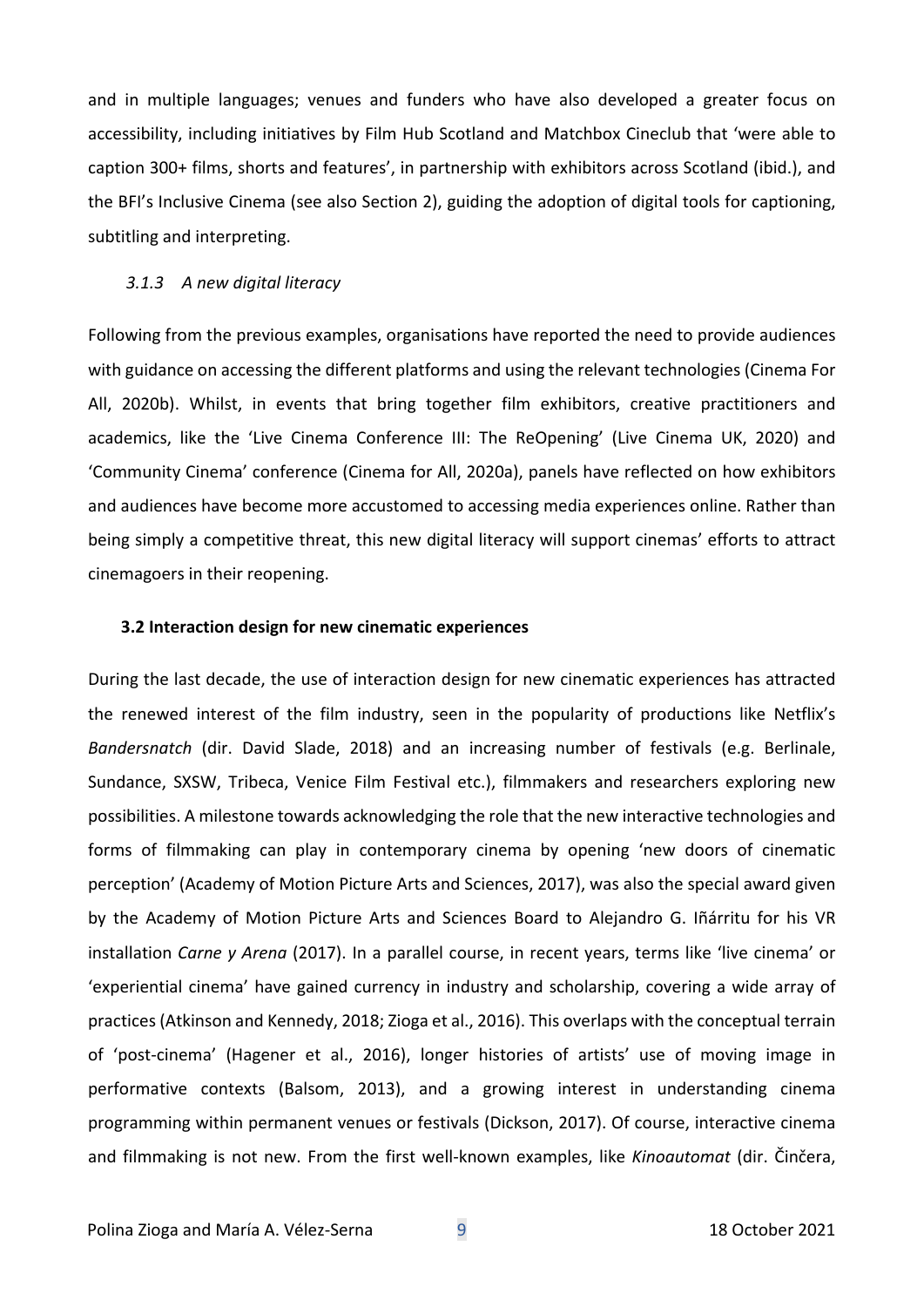and in multiple languages; venues and funders who have also developed a greater focus on accessibility, including initiatives by Film Hub Scotland and Matchbox Cineclub that 'were able to caption 300+ films, shorts and features', in partnership with exhibitors across Scotland (ibid.), and the BFI's Inclusive Cinema (see also Section 2), guiding the adoption of digital tools for captioning, subtitling and interpreting.

#### *3.1.3 A new digital literacy*

Following from the previous examples, organisations have reported the need to provide audiences with guidance on accessing the different platforms and using the relevant technologies (Cinema For All, 2020b). Whilst, in events that bring together film exhibitors, creative practitioners and academics, like the 'Live Cinema Conference III: The ReOpening' (Live Cinema UK, 2020) and 'Community Cinema' conference (Cinema for All, 2020a), panels have reflected on how exhibitors and audiences have become more accustomed to accessing media experiences online. Rather than being simply a competitive threat, this new digital literacy will support cinemas' efforts to attract cinemagoers in their reopening.

### **3.2 Interaction design for new cinematic experiences**

During the last decade, the use of interaction design for new cinematic experiences has attracted the renewed interest of the film industry, seen in the popularity of productions like Netflix's *Bandersnatch* (dir. David Slade, 2018) and an increasing number of festivals (e.g. Berlinale, Sundance, SXSW, Tribeca, Venice Film Festival etc.), filmmakers and researchers exploring new possibilities. A milestone towards acknowledging the role that the new interactive technologies and forms of filmmaking can play in contemporary cinema by opening 'new doors of cinematic perception' (Academy of Motion Picture Arts and Sciences, 2017), was also the special award given by the Academy of Motion Picture Arts and Sciences Board to Alejandro G. Iñárritu for his VR installation *Carne y Arena* (2017). In a parallel course, in recent years, terms like 'live cinema' or 'experiential cinema' have gained currency in industry and scholarship, covering a wide array of practices (Atkinson and Kennedy, 2018; Zioga et al., 2016). This overlaps with the conceptual terrain of 'post-cinema' (Hagener et al., 2016), longer histories of artists' use of moving image in performative contexts (Balsom, 2013), and a growing interest in understanding cinema programming within permanent venues or festivals (Dickson, 2017). Of course, interactive cinema and filmmaking is not new. From the first well-known examples, like *Kinoautomat* (dir. Činčera,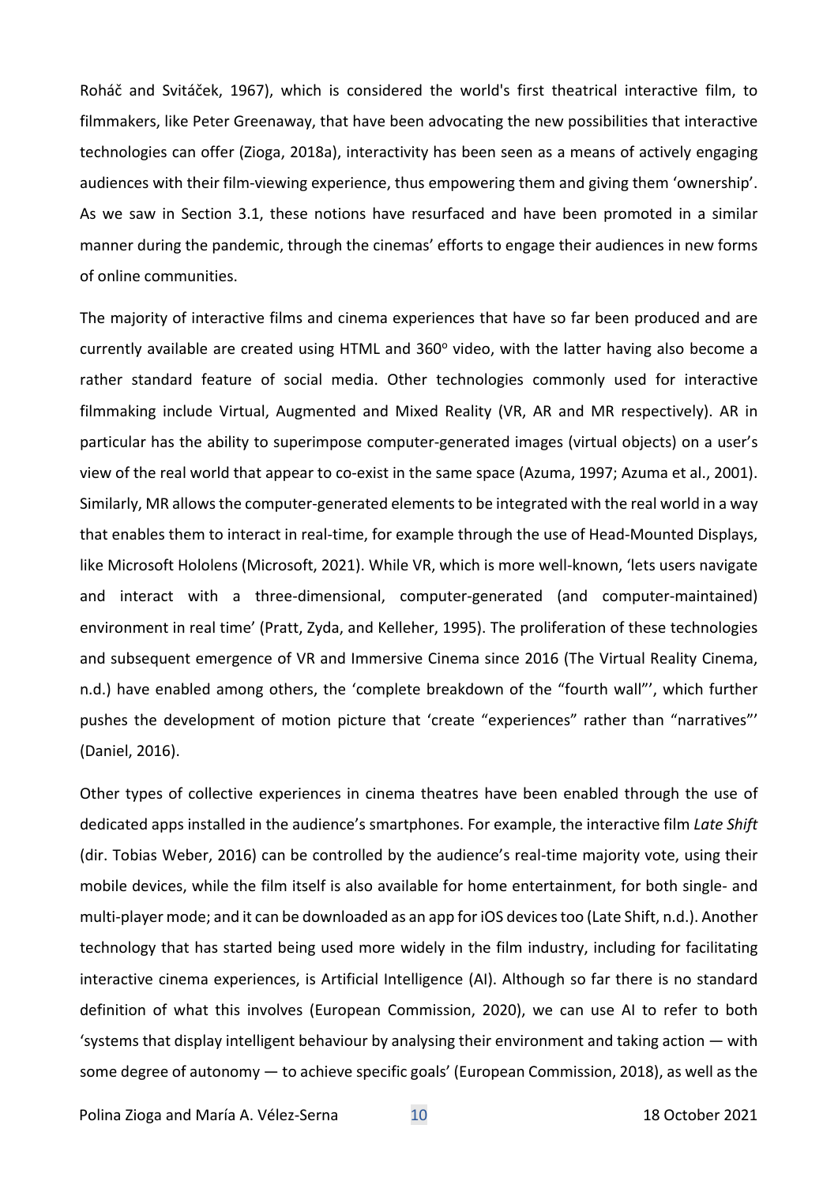Roháč and Svitáček, 1967), which is considered the world's first theatrical interactive film, to filmmakers, like Peter Greenaway, that have been advocating the new possibilities that interactive technologies can offer (Zioga, 2018a), interactivity has been seen as a means of actively engaging audiences with their film-viewing experience, thus empowering them and giving them 'ownership'. As we saw in Section 3.1, these notions have resurfaced and have been promoted in a similar manner during the pandemic, through the cinemas' efforts to engage their audiences in new forms of online communities.

The majority of interactive films and cinema experiences that have so far been produced and are currently available are created using HTML and 360° video, with the latter having also become a rather standard feature of social media. Other technologies commonly used for interactive filmmaking include Virtual, Augmented and Mixed Reality (VR, AR and MR respectively). AR in particular has the ability to superimpose computer-generated images (virtual objects) on a user's view of the real world that appear to co-exist in the same space (Azuma, 1997; Azuma et al., 2001). Similarly, MR allows the computer-generated elements to be integrated with the real world in a way that enables them to interact in real-time, for example through the use of Head-Mounted Displays, like Microsoft Hololens (Microsoft, 2021). While VR, which is more well-known, 'lets users navigate and interact with a three-dimensional, computer-generated (and computer-maintained) environment in real time' (Pratt, Zyda, and Kelleher, 1995). The proliferation of these technologies and subsequent emergence of VR and Immersive Cinema since 2016 (The Virtual Reality Cinema, n.d.) have enabled among others, the 'complete breakdown of the "fourth wall"', which further pushes the development of motion picture that 'create "experiences" rather than "narratives"' (Daniel, 2016).

Other types of collective experiences in cinema theatres have been enabled through the use of dedicated apps installed in the audience's smartphones. For example, the interactive film *Late Shift* (dir. Tobias Weber, 2016) can be controlled by the audience's real-time majority vote, using their mobile devices, while the film itself is also available for home entertainment, for both single- and multi-player mode; and it can be downloaded as an app for iOS devices too (Late Shift, n.d.). Another technology that has started being used more widely in the film industry, including for facilitating interactive cinema experiences, is Artificial Intelligence (AI). Although so far there is no standard definition of what this involves (European Commission, 2020), we can use AI to refer to both 'systems that display intelligent behaviour by analysing their environment and taking action — with some degree of autonomy — to achieve specific goals' (European Commission, 2018), as well as the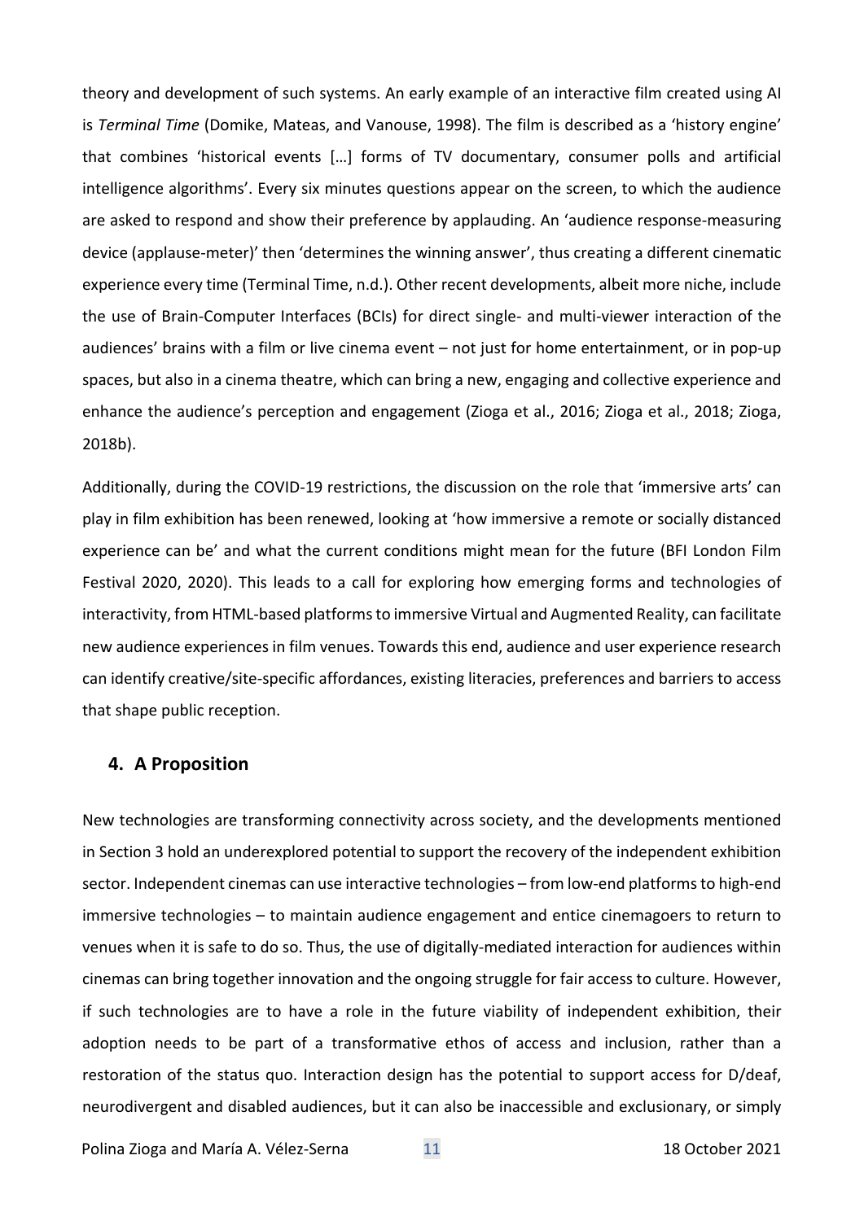theory and development of such systems. An early example of an interactive film created using AI is *Terminal Time* (Domike, Mateas, and Vanouse, 1998). The film is described as a 'history engine' that combines 'historical events […] forms of TV documentary, consumer polls and artificial intelligence algorithms'. Every six minutes questions appear on the screen, to which the audience are asked to respond and show their preference by applauding. An 'audience response-measuring device (applause-meter)' then 'determines the winning answer', thus creating a different cinematic experience every time (Terminal Time, n.d.). Other recent developments, albeit more niche, include the use of Brain-Computer Interfaces (BCIs) for direct single- and multi-viewer interaction of the audiences' brains with a film or live cinema event – not just for home entertainment, or in pop-up spaces, but also in a cinema theatre, which can bring a new, engaging and collective experience and enhance the audience's perception and engagement (Zioga et al., 2016; Zioga et al., 2018; Zioga, 2018b).

Additionally, during the COVID-19 restrictions, the discussion on the role that 'immersive arts' can play in film exhibition has been renewed, looking at 'how immersive a remote or socially distanced experience can be' and what the current conditions might mean for the future (BFI London Film Festival 2020, 2020). This leads to a call for exploring how emerging forms and technologies of interactivity, from HTML-based platforms to immersive Virtual and Augmented Reality, can facilitate new audience experiences in film venues. Towards this end, audience and user experience research can identify creative/site-specific affordances, existing literacies, preferences and barriers to access that shape public reception.

## 4. A Proposition

New technologies are transforming connectivity across society, and the developments mentioned in Section 3 hold an underexplored potential to support the recovery of the independent exhibition sector. Independent cinemas can use interactive technologies – from low-end platforms to high-end immersive technologies – to maintain audience engagement and entice cinemagoers to return to venues when it is safe to do so. Thus, the use of digitally-mediated interaction for audiences within cinemas can bring together innovation and the ongoing struggle for fair access to culture. However, if such technologies are to have a role in the future viability of independent exhibition, their adoption needs to be part of a transformative ethos of access and inclusion, rather than a restoration of the status quo. Interaction design has the potential to support access for D/deaf, neurodivergent and disabled audiences, but it can also be inaccessible and exclusionary, or simply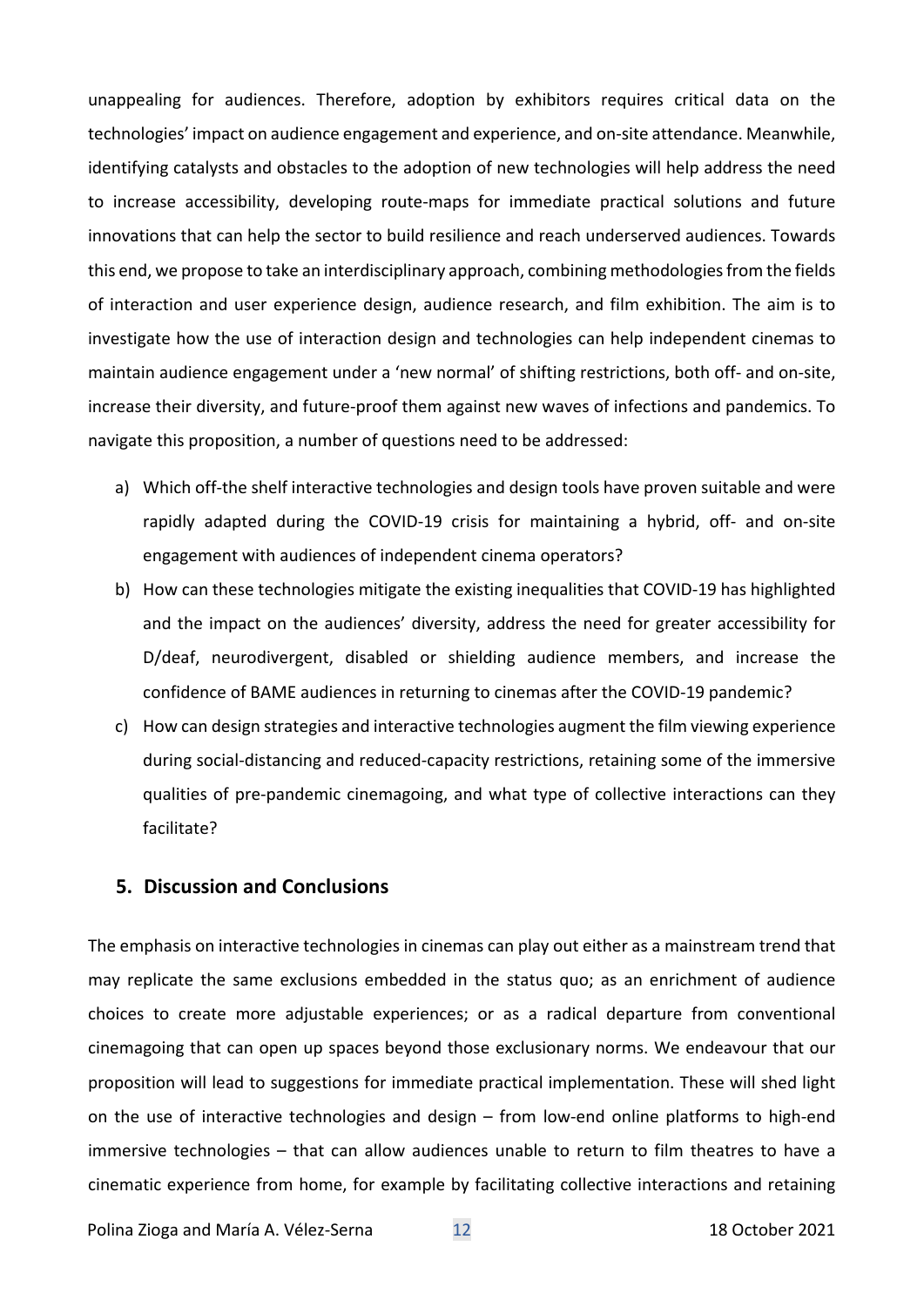unappealing for audiences. Therefore, adoption by exhibitors requires critical data on the technologies' impact on audience engagement and experience, and on-site attendance. Meanwhile, identifying catalysts and obstacles to the adoption of new technologies will help address the need to increase accessibility, developing route-maps for immediate practical solutions and future innovations that can help the sector to build resilience and reach underserved audiences. Towards this end, we propose to take an interdisciplinary approach, combining methodologies from the fields of interaction and user experience design, audience research, and film exhibition. The aim is to investigate how the use of interaction design and technologies can help independent cinemas to maintain audience engagement under a 'new normal' of shifting restrictions, both off- and on-site, increase their diversity, and future-proof them against new waves of infections and pandemics. To navigate this proposition, a number of questions need to be addressed:

a) Which off-the shelf interactive technologies and design tools have proven suitable and were rapidly adapted during the COVID-19 crisis for maintaining a hybrid, off- and on-site engagement with audiences of independent cinema operators?
b) How can these technologies mitigate the existing inequalities that COVID-19 has highlighted and the impact on the audiences' diversity, address the need for greater accessibility for D/deaf, neurodivergent, disabled or shielding audience members, and increase the confidence of BAME audiences in returning to cinemas after the COVID-19 pandemic?
c) How can design strategies and interactive technologies augment the film viewing experience during social-distancing and reduced-capacity restrictions, retaining some of the immersive qualities of pre-pandemic cinemagoing, and what type of collective interactions can they facilitate?

## 5. Discussion and Conclusions

The emphasis on interactive technologies in cinemas can play out either as a mainstream trend that may replicate the same exclusions embedded in the status quo; as an enrichment of audience choices to create more adjustable experiences; or as a radical departure from conventional cinemagoing that can open up spaces beyond those exclusionary norms. We endeavour that our proposition will lead to suggestions for immediate practical implementation. These will shed light on the use of interactive technologies and design – from low-end online platforms to high-end immersive technologies – that can allow audiences unable to return to film theatres to have a cinematic experience from home, for example by facilitating collective interactions and retaining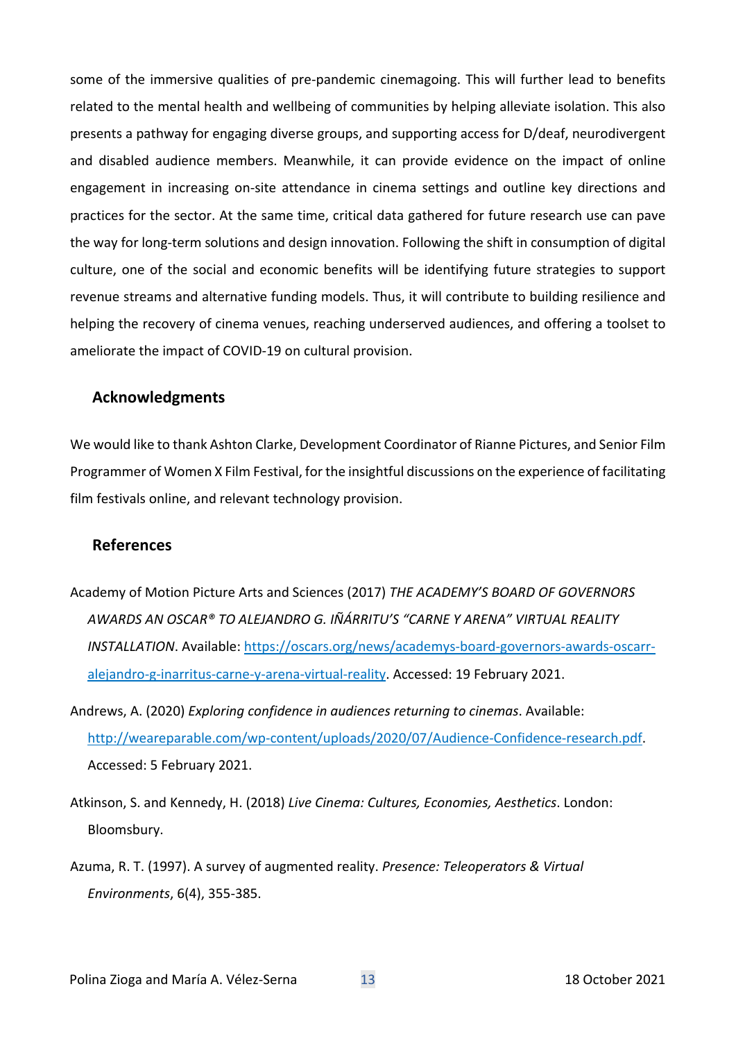some of the immersive qualities of pre-pandemic cinemagoing. This will further lead to benefits related to the mental health and wellbeing of communities by helping alleviate isolation. This also presents a pathway for engaging diverse groups, and supporting access for D/deaf, neurodivergent and disabled audience members. Meanwhile, it can provide evidence on the impact of online engagement in increasing on-site attendance in cinema settings and outline key directions and practices for the sector. At the same time, critical data gathered for future research use can pave the way for long-term solutions and design innovation. Following the shift in consumption of digital culture, one of the social and economic benefits will be identifying future strategies to support revenue streams and alternative funding models. Thus, it will contribute to building resilience and helping the recovery of cinema venues, reaching underserved audiences, and offering a toolset to ameliorate the impact of COVID-19 on cultural provision.

## Acknowledgments

We would like to thank Ashton Clarke, Development Coordinator of Rianne Pictures, and Senior Film Programmer of Women X Film Festival, for the insightful discussions on the experience of facilitating film festivals online, and relevant technology provision.

## References

Academy of Motion Picture Arts and Sciences (2017) *THE ACADEMY'S BOARD OF GOVERNORS AWARDS AN OSCAR® TO ALEJANDRO G. IÑÁRRITU'S "CARNE Y ARENA" VIRTUAL REALITY INSTALLATION*. Available: https://oscars.org/news/academys-board-governors-awards-oscarr-alejandro-g-inarritus-carne-y-arena-virtual-reality. Accessed: 19 February 2021.

Andrews, A. (2020) *Exploring confidence in audiences returning to cinemas*. Available: http://weareparable.com/wp-content/uploads/2020/07/Audience-Confidence-research.pdf. Accessed: 5 February 2021.

Atkinson, S. and Kennedy, H. (2018) *Live Cinema: Cultures, Economies, Aesthetics*. London: Bloomsbury.

Azuma, R. T. (1997). A survey of augmented reality. *Presence: Teleoperators & Virtual Environments*, 6(4), 355-385.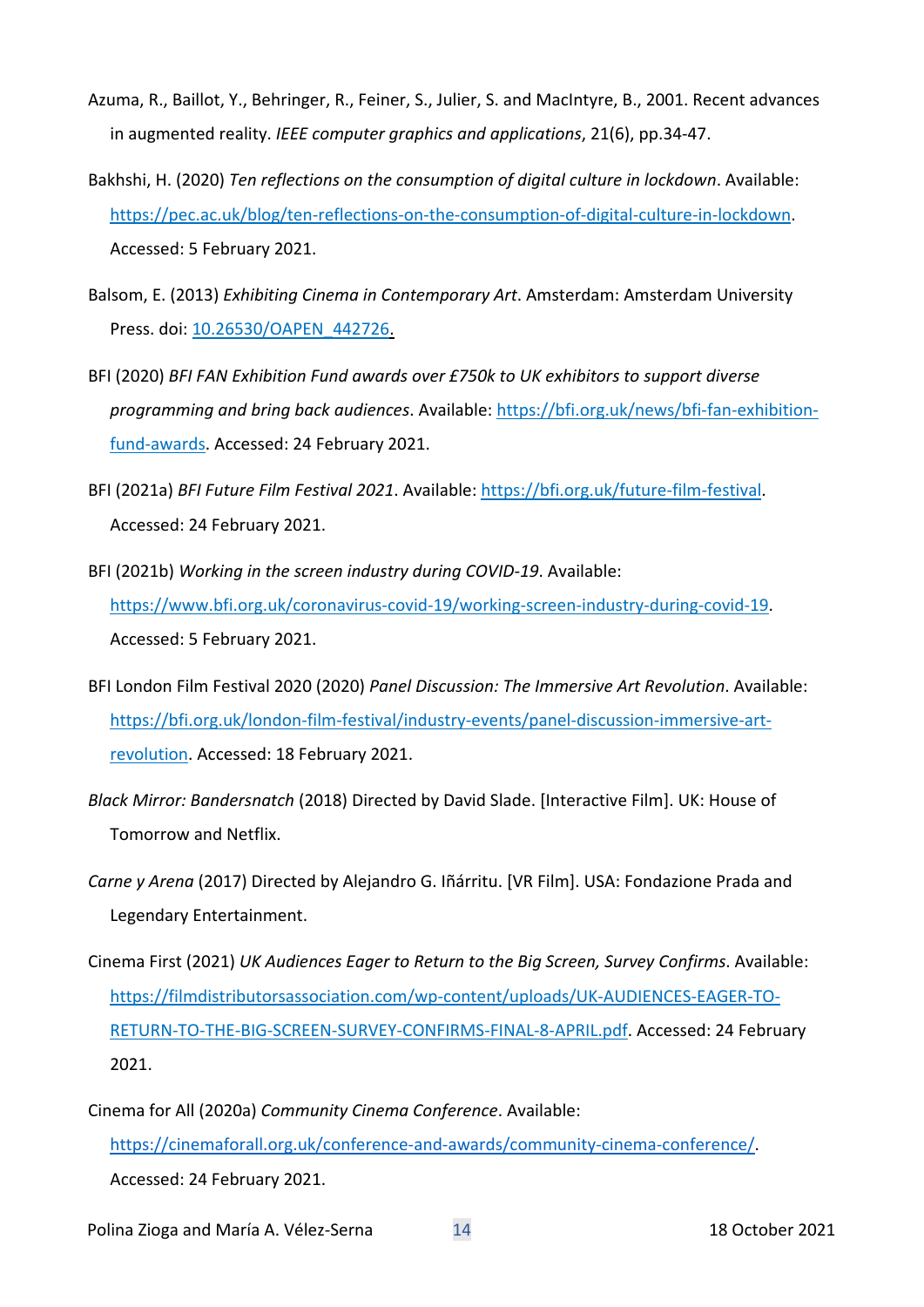Azuma, R., Baillot, Y., Behringer, R., Feiner, S., Julier, S. and MacIntyre, B., 2001. Recent advances in augmented reality. *IEEE computer graphics and applications*, 21(6), pp.34-47.

Bakhshi, H. (2020) *Ten reflections on the consumption of digital culture in lockdown*. Available: https://pec.ac.uk/blog/ten-reflections-on-the-consumption-of-digital-culture-in-lockdown. Accessed: 5 February 2021.

Balsom, E. (2013) *Exhibiting Cinema in Contemporary Art*. Amsterdam: Amsterdam University Press. doi: 10.26530/OAPEN_442726.

BFI (2020) *BFI FAN Exhibition Fund awards over £750k to UK exhibitors to support diverse programming and bring back audiences*. Available: https://bfi.org.uk/news/bfi-fan-exhibition-fund-awards. Accessed: 24 February 2021.

BFI (2021a) *BFI Future Film Festival 2021*. Available: https://bfi.org.uk/future-film-festival. Accessed: 24 February 2021.

BFI (2021b) *Working in the screen industry during COVID-19*. Available: https://www.bfi.org.uk/coronavirus-covid-19/working-screen-industry-during-covid-19. Accessed: 5 February 2021.

BFI London Film Festival 2020 (2020) *Panel Discussion: The Immersive Art Revolution*. Available: https://bfi.org.uk/london-film-festival/industry-events/panel-discussion-immersive-art-revolution. Accessed: 18 February 2021.

*Black Mirror: Bandersnatch* (2018) Directed by David Slade. [Interactive Film]. UK: House of Tomorrow and Netflix.

*Carne y Arena* (2017) Directed by Alejandro G. Iñárritu. [VR Film]. USA: Fondazione Prada and Legendary Entertainment.

Cinema First (2021) *UK Audiences Eager to Return to the Big Screen, Survey Confirms*. Available: https://filmdistributorsassociation.com/wp-content/uploads/UK-AUDIENCES-EAGER-TO-RETURN-TO-THE-BIG-SCREEN-SURVEY-CONFIRMS-FINAL-8-APRIL.pdf. Accessed: 24 February 2021.

Cinema for All (2020a) *Community Cinema Conference*. Available: https://cinemaforall.org.uk/conference-and-awards/community-cinema-conference/. Accessed: 24 February 2021.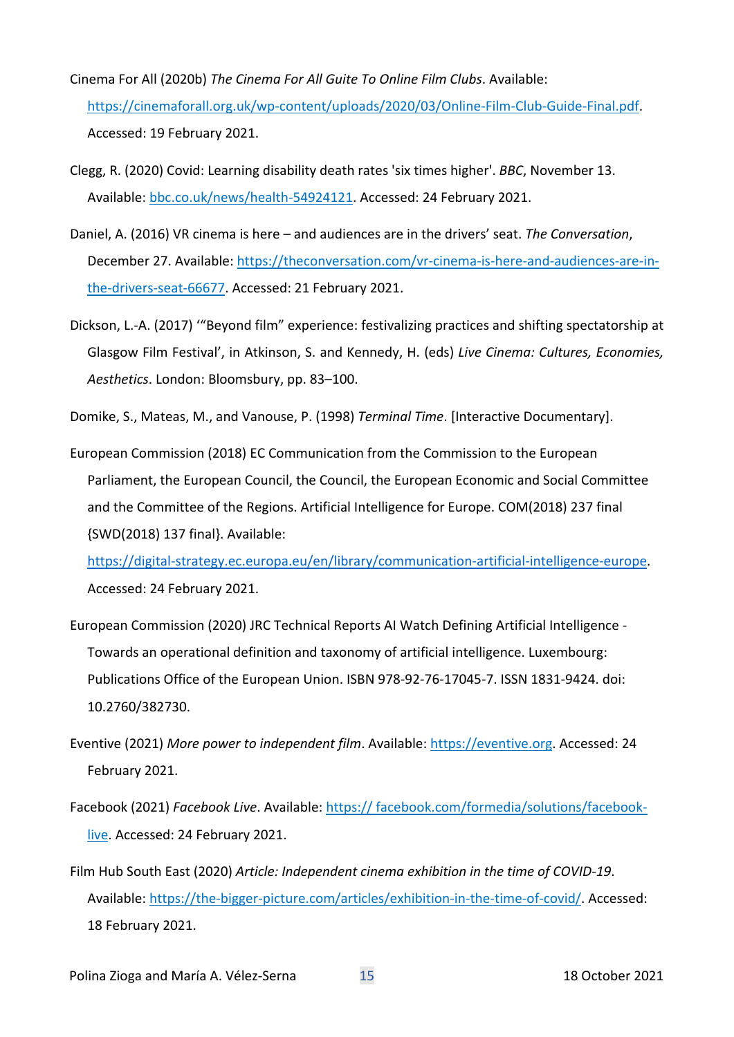Cinema For All (2020b) *The Cinema For All Guite To Online Film Clubs*. Available: https://cinemaforall.org.uk/wp-content/uploads/2020/03/Online-Film-Club-Guide-Final.pdf. Accessed: 19 February 2021.

Clegg, R. (2020) Covid: Learning disability death rates 'six times higher'. *BBC*, November 13. Available: bbc.co.uk/news/health-54924121. Accessed: 24 February 2021.

Daniel, A. (2016) VR cinema is here – and audiences are in the drivers' seat. *The Conversation*, December 27. Available: https://theconversation.com/vr-cinema-is-here-and-audiences-are-in-the-drivers-seat-66677. Accessed: 21 February 2021.

Dickson, L.-A. (2017) '"Beyond film" experience: festivalizing practices and shifting spectatorship at Glasgow Film Festival', in Atkinson, S. and Kennedy, H. (eds) *Live Cinema: Cultures, Economies, Aesthetics*. London: Bloomsbury, pp. 83–100.

Domike, S., Mateas, M., and Vanouse, P. (1998) *Terminal Time*. [Interactive Documentary].

European Commission (2018) EC Communication from the Commission to the European Parliament, the European Council, the Council, the European Economic and Social Committee and the Committee of the Regions. Artificial Intelligence for Europe. COM(2018) 237 final {SWD(2018) 137 final}. Available: https://digital-strategy.ec.europa.eu/en/library/communication-artificial-intelligence-europe. Accessed: 24 February 2021.

European Commission (2020) JRC Technical Reports AI Watch Defining Artificial Intelligence - Towards an operational definition and taxonomy of artificial intelligence. Luxembourg: Publications Office of the European Union. ISBN 978-92-76-17045-7. ISSN 1831-9424. doi: 10.2760/382730.

Eventive (2021) *More power to independent film*. Available: https://eventive.org. Accessed: 24 February 2021.

Facebook (2021) *Facebook Live*. Available: https:// facebook.com/formedia/solutions/facebook-live. Accessed: 24 February 2021.

Film Hub South East (2020) *Article: Independent cinema exhibition in the time of COVID-19*. Available: https://the-bigger-picture.com/articles/exhibition-in-the-time-of-covid/. Accessed: 18 February 2021.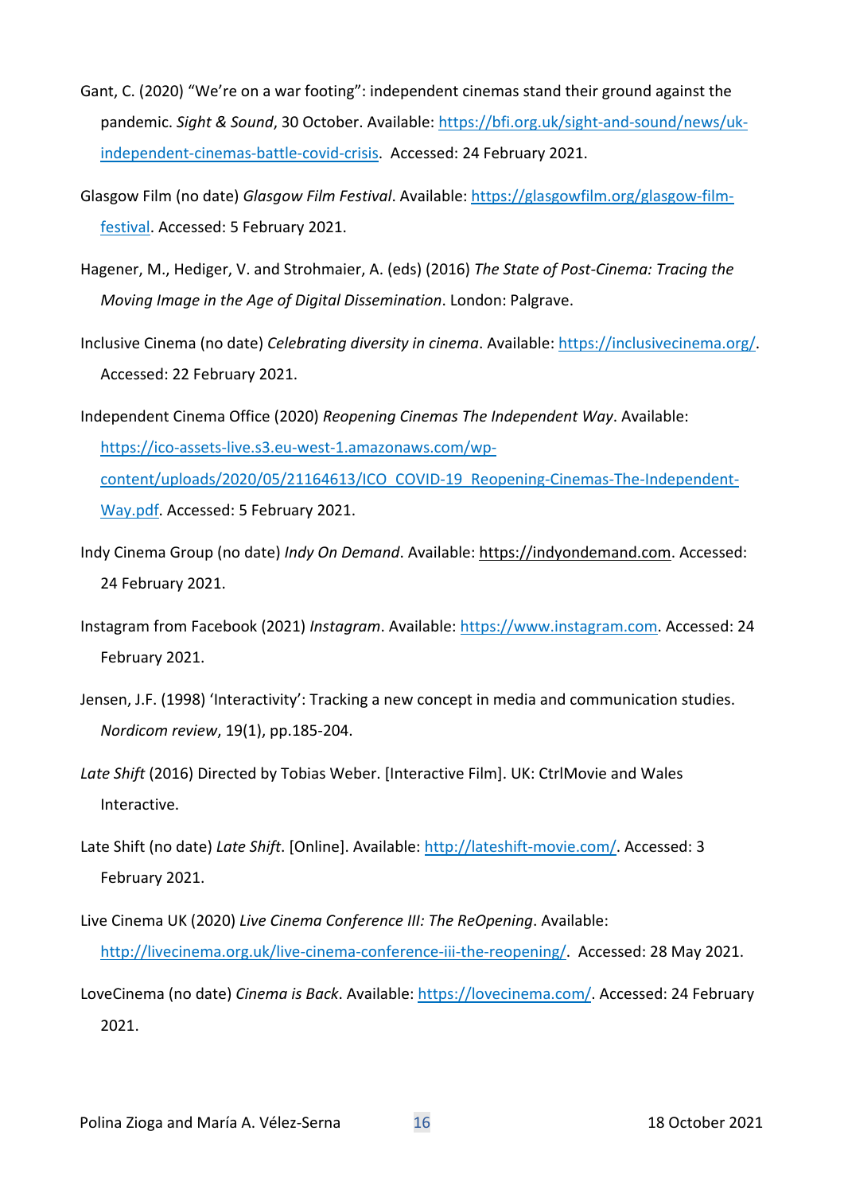Gant, C. (2020) “We’re on a war footing”: independent cinemas stand their ground against the pandemic. *Sight & Sound*, 30 October. Available: https://bfi.org.uk/sight-and-sound/news/uk-independent-cinemas-battle-covid-crisis. Accessed: 24 February 2021.

Glasgow Film (no date) *Glasgow Film Festival*. Available: https://glasgowfilm.org/glasgow-film-festival. Accessed: 5 February 2021.

Hagener, M., Hediger, V. and Strohmaier, A. (eds) (2016) *The State of Post-Cinema: Tracing the Moving Image in the Age of Digital Dissemination*. London: Palgrave.

Inclusive Cinema (no date) *Celebrating diversity in cinema*. Available: https://inclusivecinema.org/. Accessed: 22 February 2021.

Independent Cinema Office (2020) *Reopening Cinemas The Independent Way*. Available: https://ico-assets-live.s3.eu-west-1.amazonaws.com/wp-content/uploads/2020/05/21164613/ICO_COVID-19_Reopening-Cinemas-The-Independent-Way.pdf. Accessed: 5 February 2021.

Indy Cinema Group (no date) *Indy On Demand*. Available: https://indyondemand.com. Accessed: 24 February 2021.

Instagram from Facebook (2021) *Instagram*. Available: https://www.instagram.com. Accessed: 24 February 2021.

Jensen, J.F. (1998) ‘Interactivity’: Tracking a new concept in media and communication studies. *Nordicom review*, 19(1), pp.185-204.

*Late Shift* (2016) Directed by Tobias Weber. [Interactive Film]. UK: CtrlMovie and Wales Interactive.

Late Shift (no date) *Late Shift*. [Online]. Available: http://lateshift-movie.com/. Accessed: 3 February 2021.

Live Cinema UK (2020) *Live Cinema Conference III: The ReOpening*. Available: http://livecinema.org.uk/live-cinema-conference-iii-the-reopening/. Accessed: 28 May 2021.

LoveCinema (no date) *Cinema is Back*. Available: https://lovecinema.com/. Accessed: 24 February 2021.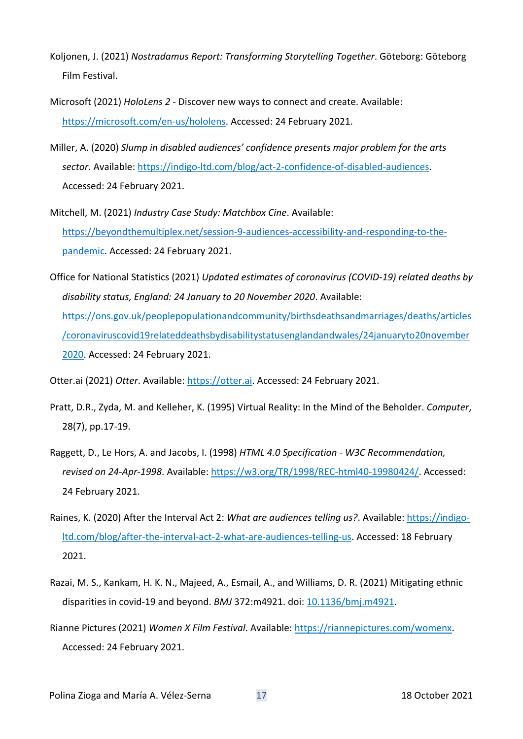Koljonen, J. (2021) *Nostradamus Report: Transforming Storytelling Together*. Göteborg: Göteborg Film Festival.

Microsoft (2021) *HoloLens 2* - Discover new ways to connect and create. Available: https://microsoft.com/en-us/hololens. Accessed: 24 February 2021.

Miller, A. (2020) *Slump in disabled audiences' confidence presents major problem for the arts sector*. Available: https://indigo-ltd.com/blog/act-2-confidence-of-disabled-audiences. Accessed: 24 February 2021.

Mitchell, M. (2021) *Industry Case Study: Matchbox Cine*. Available: https://beyondthemultiplex.net/session-9-audiences-accessibility-and-responding-to-the-pandemic. Accessed: 24 February 2021.

Office for National Statistics (2021) *Updated estimates of coronavirus (COVID-19) related deaths by disability status, England: 24 January to 20 November 2020*. Available: https://ons.gov.uk/peoplepopulationandcommunity/birthsdeathsandmarriages/deaths/articles/coronaviruscovid19relateddeathsbydisabilitystatusenglandandwales/24januaryto20november2020. Accessed: 24 February 2021.

Otter.ai (2021) *Otter*. Available: https://otter.ai. Accessed: 24 February 2021.

Pratt, D.R., Zyda, M. and Kelleher, K. (1995) Virtual Reality: In the Mind of the Beholder. *Computer*, 28(7), pp.17-19.

Raggett, D., Le Hors, A. and Jacobs, I. (1998) *HTML 4.0 Specification - W3C Recommendation, revised on 24-Apr-1998*. Available: https://w3.org/TR/1998/REC-html40-19980424/. Accessed: 24 February 2021.

Raines, K. (2020) After the Interval Act 2: *What are audiences telling us?*. Available: https://indigo-ltd.com/blog/after-the-interval-act-2-what-are-audiences-telling-us. Accessed: 18 February 2021.

Razai, M. S., Kankam, H. K. N., Majeed, A., Esmail, A., and Williams, D. R. (2021) Mitigating ethnic disparities in covid-19 and beyond. *BMJ* 372:m4921. doi: 10.1136/bmj.m4921.

Rianne Pictures (2021) *Women X Film Festival*. Available: https://riannepictures.com/womenx. Accessed: 24 February 2021.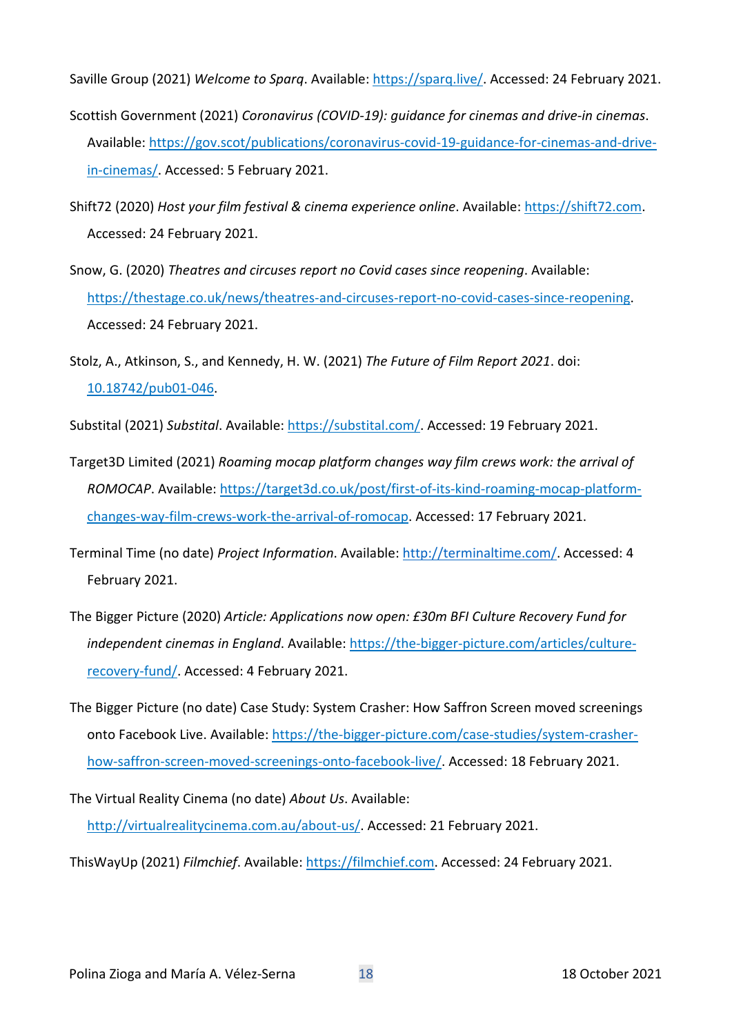Saville Group (2021) *Welcome to Sparq*. Available: https://sparq.live/. Accessed: 24 February 2021.

Scottish Government (2021) *Coronavirus (COVID-19): guidance for cinemas and drive-in cinemas*. Available: https://gov.scot/publications/coronavirus-covid-19-guidance-for-cinemas-and-drive-in-cinemas/. Accessed: 5 February 2021.

Shift72 (2020) *Host your film festival & cinema experience online*. Available: https://shift72.com. Accessed: 24 February 2021.

Snow, G. (2020) *Theatres and circuses report no Covid cases since reopening*. Available: https://thestage.co.uk/news/theatres-and-circuses-report-no-covid-cases-since-reopening. Accessed: 24 February 2021.

Stolz, A., Atkinson, S., and Kennedy, H. W. (2021) *The Future of Film Report 2021*. doi: 10.18742/pub01-046.

Substital (2021) *Substital*. Available: https://substital.com/. Accessed: 19 February 2021.

Target3D Limited (2021) *Roaming mocap platform changes way film crews work: the arrival of ROMOCAP*. Available: https://target3d.co.uk/post/first-of-its-kind-roaming-mocap-platform-changes-way-film-crews-work-the-arrival-of-romocap. Accessed: 17 February 2021.

Terminal Time (no date) *Project Information*. Available: http://terminaltime.com/. Accessed: 4 February 2021.

The Bigger Picture (2020) *Article: Applications now open: £30m BFI Culture Recovery Fund for independent cinemas in England*. Available: https://the-bigger-picture.com/articles/culture-recovery-fund/. Accessed: 4 February 2021.

The Bigger Picture (no date) Case Study: System Crasher: How Saffron Screen moved screenings onto Facebook Live. Available: https://the-bigger-picture.com/case-studies/system-crasher-how-saffron-screen-moved-screenings-onto-facebook-live/. Accessed: 18 February 2021.

The Virtual Reality Cinema (no date) *About Us*. Available: http://virtualrealitycinema.com.au/about-us/. Accessed: 21 February 2021.

ThisWayUp (2021) *Filmchief*. Available: https://filmchief.com. Accessed: 24 February 2021.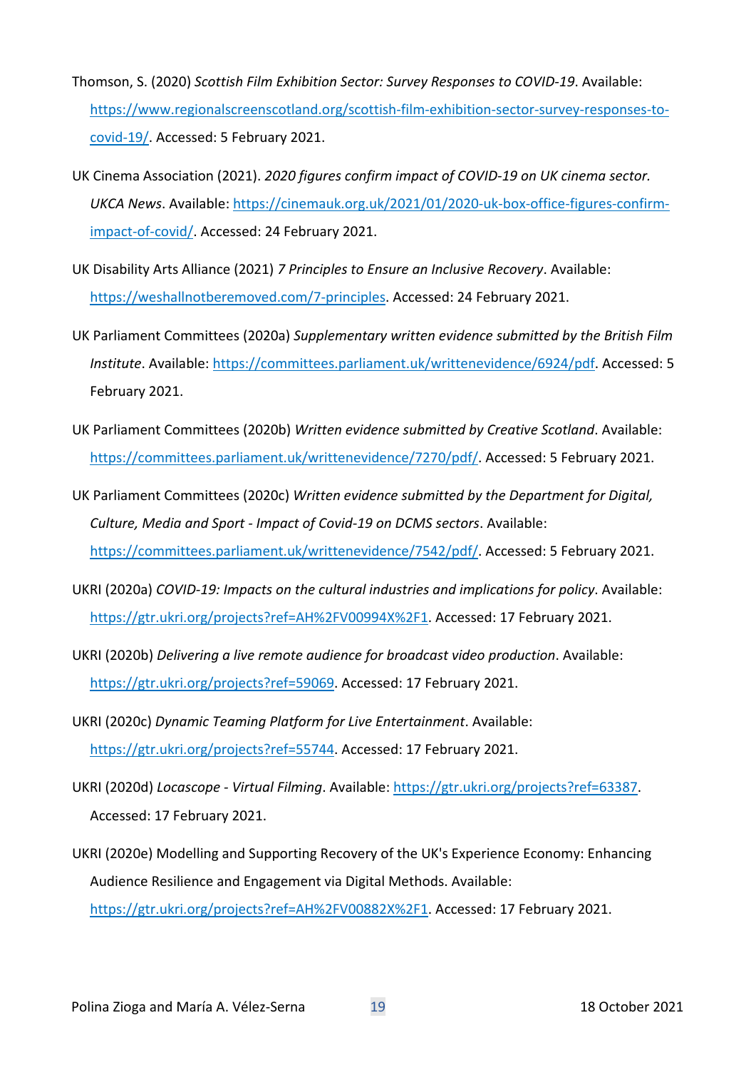Thomson, S. (2020) *Scottish Film Exhibition Sector: Survey Responses to COVID-19*. Available: https://www.regionalscreenscotland.org/scottish-film-exhibition-sector-survey-responses-to-covid-19/. Accessed: 5 February 2021.

UK Cinema Association (2021). *2020 figures confirm impact of COVID-19 on UK cinema sector. UKCA News*. Available: https://cinemauk.org.uk/2021/01/2020-uk-box-office-figures-confirm-impact-of-covid/. Accessed: 24 February 2021.

UK Disability Arts Alliance (2021) *7 Principles to Ensure an Inclusive Recovery*. Available: https://weshallnotberemoved.com/7-principles. Accessed: 24 February 2021.

UK Parliament Committees (2020a) *Supplementary written evidence submitted by the British Film Institute*. Available: https://committees.parliament.uk/writtenevidence/6924/pdf. Accessed: 5 February 2021.

UK Parliament Committees (2020b) *Written evidence submitted by Creative Scotland*. Available: https://committees.parliament.uk/writtenevidence/7270/pdf/. Accessed: 5 February 2021.

UK Parliament Committees (2020c) *Written evidence submitted by the Department for Digital, Culture, Media and Sport - Impact of Covid-19 on DCMS sectors*. Available: https://committees.parliament.uk/writtenevidence/7542/pdf/. Accessed: 5 February 2021.

UKRI (2020a) *COVID-19: Impacts on the cultural industries and implications for policy*. Available: https://gtr.ukri.org/projects?ref=AH%2FV00994X%2F1. Accessed: 17 February 2021.

UKRI (2020b) *Delivering a live remote audience for broadcast video production*. Available: https://gtr.ukri.org/projects?ref=59069. Accessed: 17 February 2021.

UKRI (2020c) *Dynamic Teaming Platform for Live Entertainment*. Available: https://gtr.ukri.org/projects?ref=55744. Accessed: 17 February 2021.

UKRI (2020d) *Locascope - Virtual Filming*. Available: https://gtr.ukri.org/projects?ref=63387. Accessed: 17 February 2021.

UKRI (2020e) Modelling and Supporting Recovery of the UK's Experience Economy: Enhancing Audience Resilience and Engagement via Digital Methods. Available: https://gtr.ukri.org/projects?ref=AH%2FV00882X%2F1. Accessed: 17 February 2021.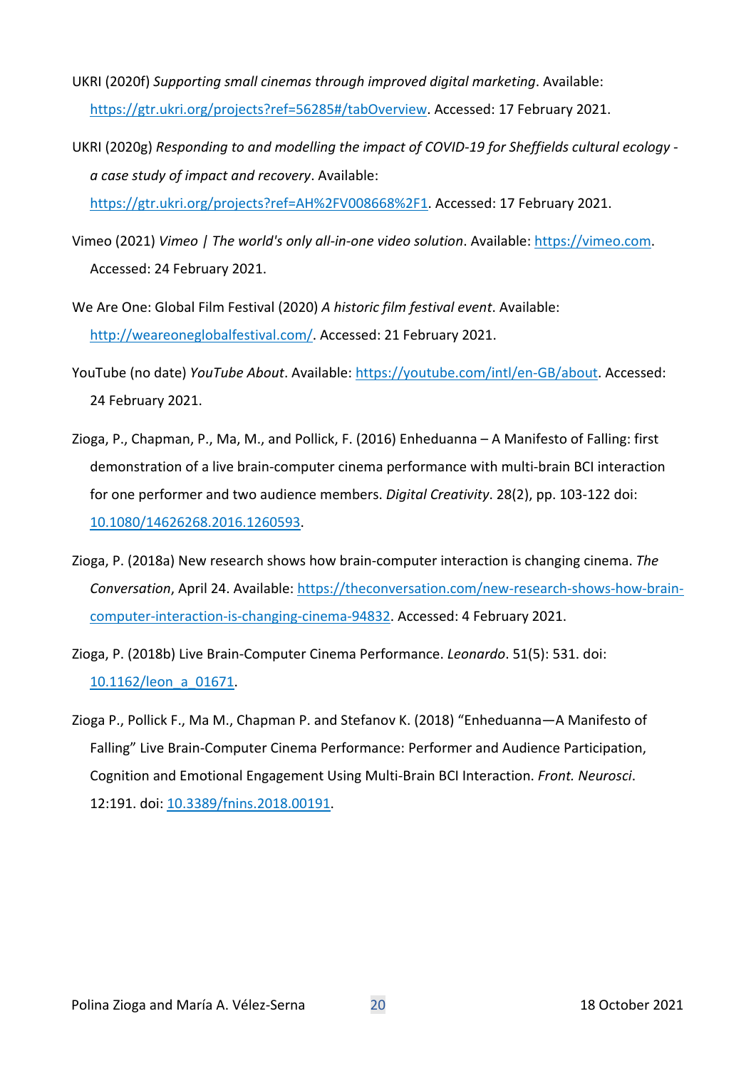UKRI (2020f) *Supporting small cinemas through improved digital marketing*. Available: https://gtr.ukri.org/projects?ref=56285#/tabOverview. Accessed: 17 February 2021.

UKRI (2020g) *Responding to and modelling the impact of COVID-19 for Sheffields cultural ecology - a case study of impact and recovery*. Available: https://gtr.ukri.org/projects?ref=AH%2FV008668%2F1. Accessed: 17 February 2021.

Vimeo (2021) *Vimeo | The world's only all-in-one video solution*. Available: https://vimeo.com. Accessed: 24 February 2021.

We Are One: Global Film Festival (2020) *A historic film festival event*. Available: http://weareoneglobalfestival.com/. Accessed: 21 February 2021.

YouTube (no date) *YouTube About*. Available: https://youtube.com/intl/en-GB/about. Accessed: 24 February 2021.

Zioga, P., Chapman, P., Ma, M., and Pollick, F. (2016) Enheduanna – A Manifesto of Falling: first demonstration of a live brain-computer cinema performance with multi-brain BCI interaction for one performer and two audience members. *Digital Creativity*. 28(2), pp. 103-122 doi: 10.1080/14626268.2016.1260593.

Zioga, P. (2018a) New research shows how brain-computer interaction is changing cinema. *The Conversation*, April 24. Available: https://theconversation.com/new-research-shows-how-brain-computer-interaction-is-changing-cinema-94832. Accessed: 4 February 2021.

Zioga, P. (2018b) Live Brain-Computer Cinema Performance. *Leonardo*. 51(5): 531. doi: 10.1162/leon_a_01671.

Zioga P., Pollick F., Ma M., Chapman P. and Stefanov K. (2018) "Enheduanna—A Manifesto of Falling" Live Brain-Computer Cinema Performance: Performer and Audience Participation, Cognition and Emotional Engagement Using Multi-Brain BCI Interaction. *Front. Neurosci*. 12:191. doi: 10.3389/fnins.2018.00191.